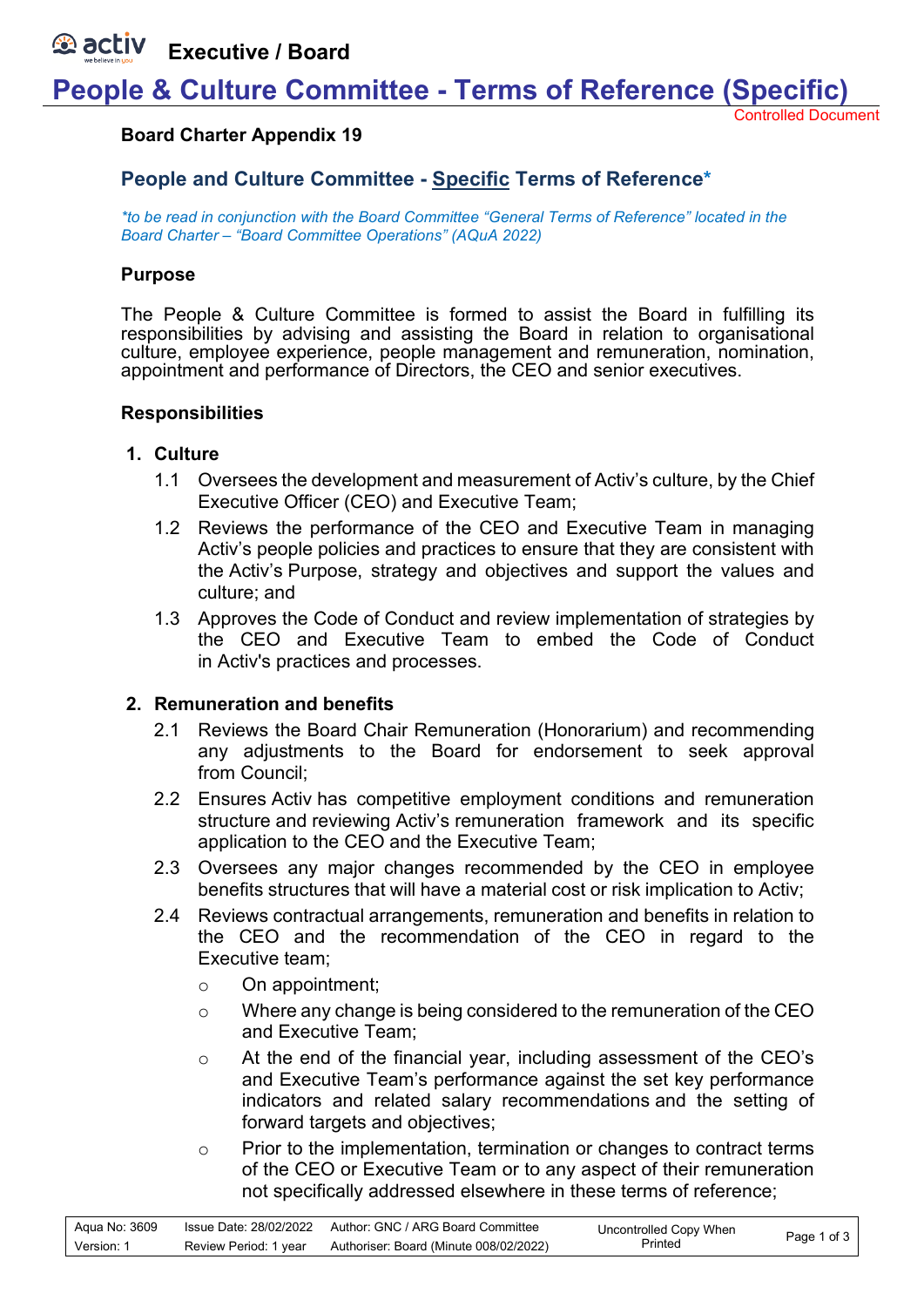# People & Culture Committee - Terms of Reference (Specific)

Controlled Document

**Board Charter Appendix 19**

## People and Culture Committee - Specific Terms of Reference*

*\*to be read in conjunction with the Board Committee "General Terms of Reference" located in the Board Charter – "Board Committee Operations" (AQuA 2022)*

### Purpose

The People & Culture Committee is formed to assist the Board in fulfilling its responsibilities by advising and assisting the Board in relation to organisational culture, employee experience, people management and remuneration, nomination, appointment and performance of Directors, the CEO and senior executives.

### Responsibilities

**1. Culture**

1.1 Oversees the development and measurement of Activ's culture, by the Chief Executive Officer (CEO) and Executive Team;

1.2 Reviews the performance of the CEO and Executive Team in managing Activ's people policies and practices to ensure that they are consistent with the Activ's Purpose, strategy and objectives and support the values and culture; and

1.3 Approves the Code of Conduct and review implementation of strategies by the CEO and Executive Team to embed the Code of Conduct in Activ's practices and processes.

**2. Remuneration and benefits**

2.1 Reviews the Board Chair Remuneration (Honorarium) and recommending any adjustments to the Board for endorsement to seek approval from Council;

2.2 Ensures Activ has competitive employment conditions and remuneration structure and reviewing Activ's remuneration framework and its specific application to the CEO and the Executive Team;

2.3 Oversees any major changes recommended by the CEO in employee benefits structures that will have a material cost or risk implication to Activ;

2.4 Reviews contractual arrangements, remuneration and benefits in relation to the CEO and the recommendation of the CEO in regard to the Executive team;

- On appointment;
- Where any change is being considered to the remuneration of the CEO and Executive Team;
- At the end of the financial year, including assessment of the CEO's and Executive Team's performance against the set key performance indicators and related salary recommendations and the setting of forward targets and objectives;
- Prior to the implementation, termination or changes to contract terms of the CEO or Executive Team or to any aspect of their remuneration not specifically addressed elsewhere in these terms of reference;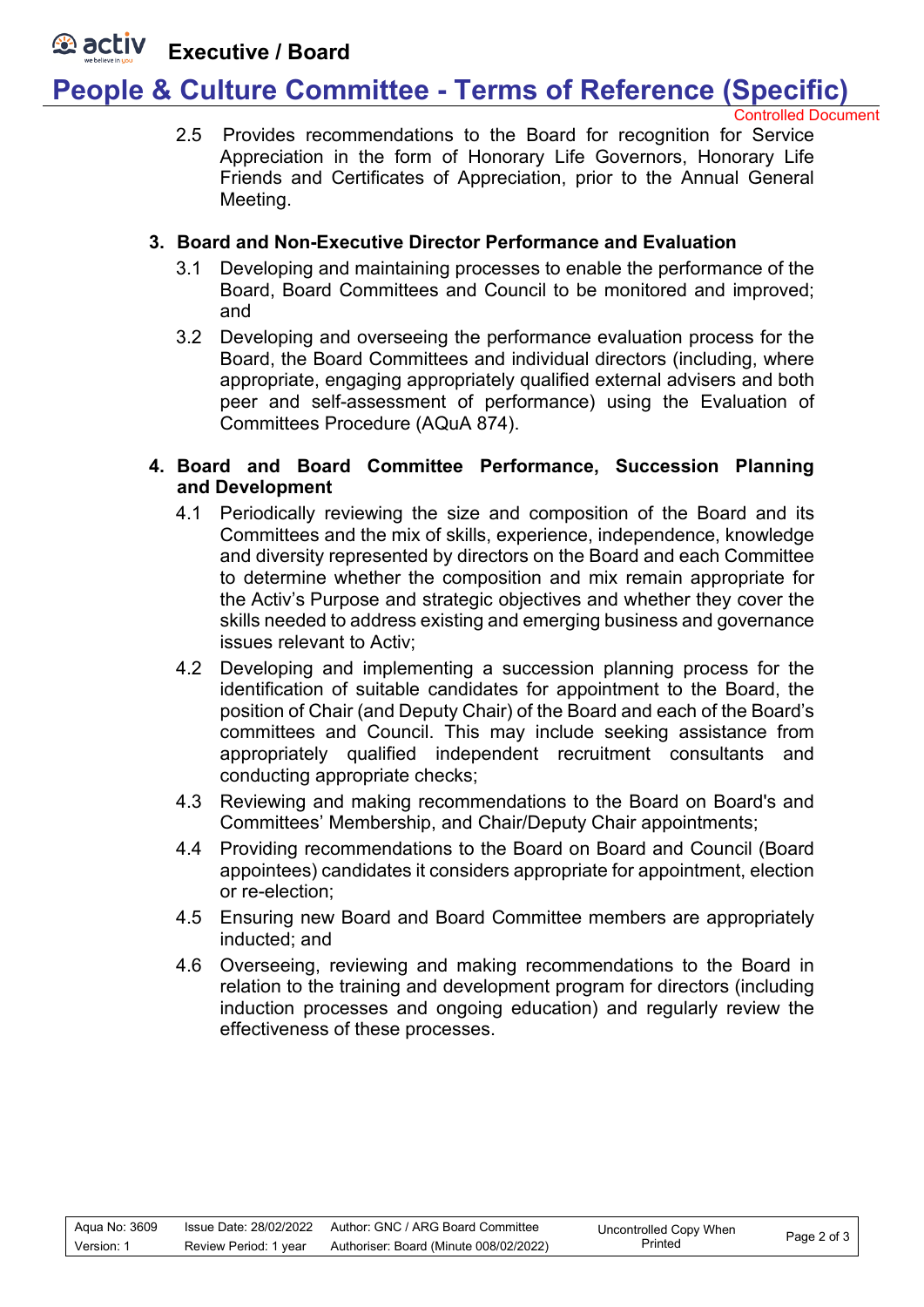2.5 Provides recommendations to the Board for recognition for Service Appreciation in the form of Honorary Life Governors, Honorary Life Friends and Certificates of Appreciation, prior to the Annual General Meeting.

**3. Board and Non-Executive Director Performance and Evaluation**

3.1 Developing and maintaining processes to enable the performance of the Board, Board Committees and Council to be monitored and improved; and

3.2 Developing and overseeing the performance evaluation process for the Board, the Board Committees and individual directors (including, where appropriate, engaging appropriately qualified external advisers and both peer and self-assessment of performance) using the Evaluation of Committees Procedure (AQuA 874).

**4. Board and Board Committee Performance, Succession Planning and Development**

4.1 Periodically reviewing the size and composition of the Board and its Committees and the mix of skills, experience, independence, knowledge and diversity represented by directors on the Board and each Committee to determine whether the composition and mix remain appropriate for the Activ's Purpose and strategic objectives and whether they cover the skills needed to address existing and emerging business and governance issues relevant to Activ;

4.2 Developing and implementing a succession planning process for the identification of suitable candidates for appointment to the Board, the position of Chair (and Deputy Chair) of the Board and each of the Board's committees and Council. This may include seeking assistance from appropriately qualified independent recruitment consultants and conducting appropriate checks;

4.3 Reviewing and making recommendations to the Board on Board's and Committees' Membership, and Chair/Deputy Chair appointments;

4.4 Providing recommendations to the Board on Board and Council (Board appointees) candidates it considers appropriate for appointment, election or re-election;

4.5 Ensuring new Board and Board Committee members are appropriately inducted; and

4.6 Overseeing, reviewing and making recommendations to the Board in relation to the training and development program for directors (including induction processes and ongoing education) and regularly review the effectiveness of these processes.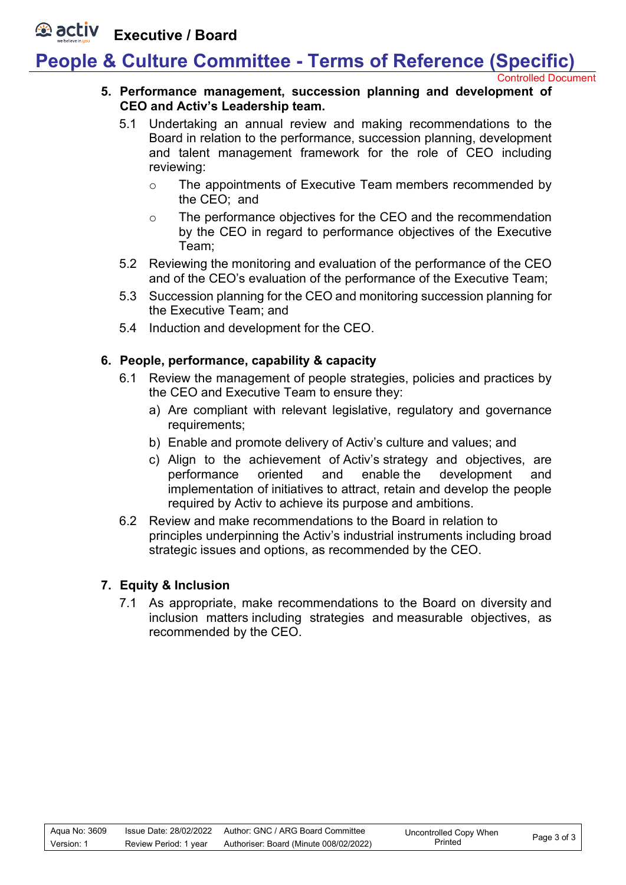5. **Performance management, succession planning and development of CEO and Activ's Leadership team.**
   - 5.1 Undertaking an annual review and making recommendations to the Board in relation to the performance, succession planning, development and talent management framework for the role of CEO including reviewing:
     - The appointments of Executive Team members recommended by the CEO; and
     - The performance objectives for the CEO and the recommendation by the CEO in regard to performance objectives of the Executive Team;
   - 5.2 Reviewing the monitoring and evaluation of the performance of the CEO and of the CEO's evaluation of the performance of the Executive Team;
   - 5.3 Succession planning for the CEO and monitoring succession planning for the Executive Team; and
   - 5.4 Induction and development for the CEO.

6. **People, performance, capability & capacity**
   - 6.1 Review the management of people strategies, policies and practices by the CEO and Executive Team to ensure they:
     - a) Are compliant with relevant legislative, regulatory and governance requirements;
     - b) Enable and promote delivery of Activ's culture and values; and
     - c) Align to the achievement of Activ's strategy and objectives, are performance oriented and enable the development and implementation of initiatives to attract, retain and develop the people required by Activ to achieve its purpose and ambitions.
   - 6.2 Review and make recommendations to the Board in relation to principles underpinning the Activ's industrial instruments including broad strategic issues and options, as recommended by the CEO.

7. **Equity & Inclusion**
   - 7.1 As appropriate, make recommendations to the Board on diversity and inclusion matters including strategies and measurable objectives, as recommended by the CEO.